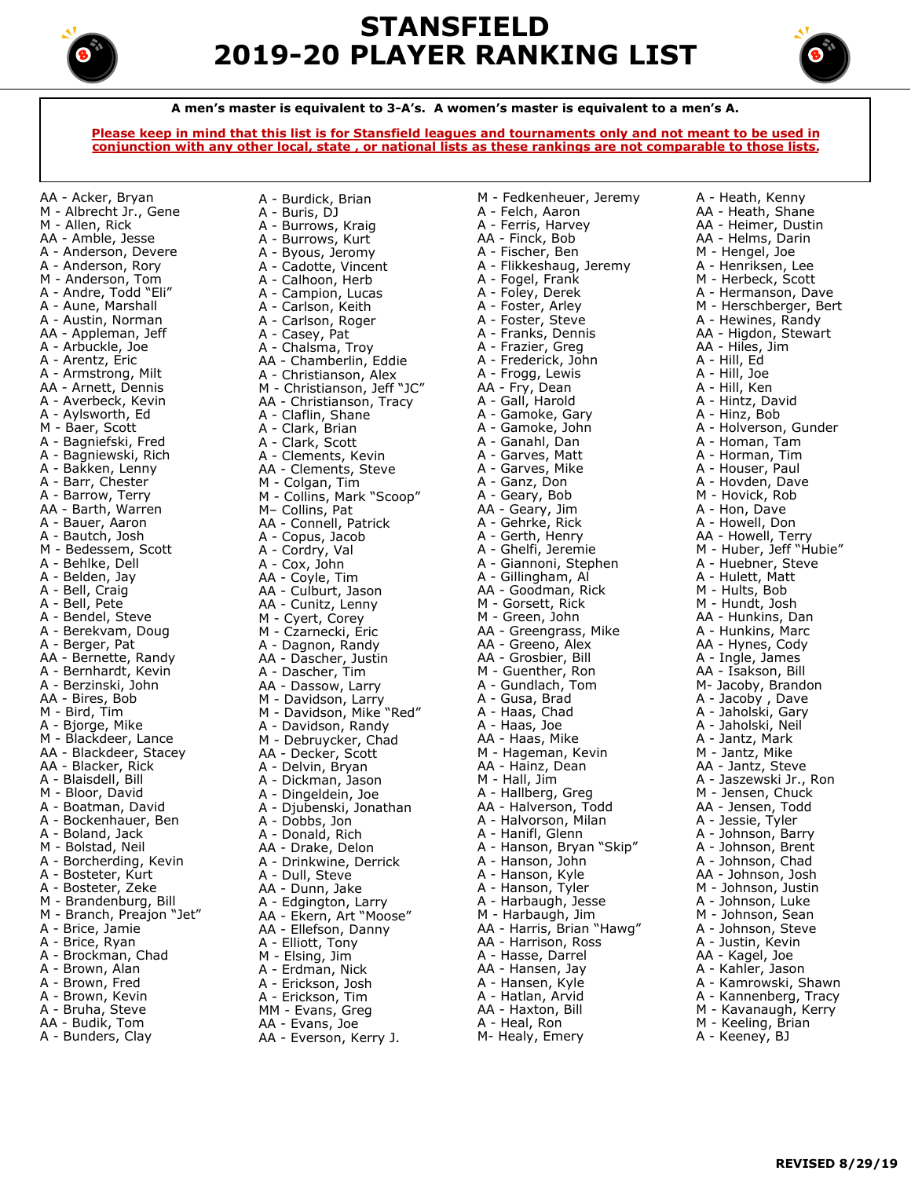# STANSFIELD 2019-20 PLAYER RANKING LIST

**A men's master is equivalent to 3-A's. A women's master is equivalent to a men's A.**

**Please keep in mind that this list is for Stansfield leagues and tournaments only and not meant to be used in conjunction with any other local, state , or national lists as these rankings are not comparable to those lists.**

AA - Acker, Bryan
M - Albrecht Jr., Gene
M - Allen, Rick
AA - Amble, Jesse
A - Anderson, Devere
A - Anderson, Rory
M - Anderson, Tom
A - Andre, Todd "Eli"
A - Aune, Marshall
A - Austin, Norman
AA - Appleman, Jeff
A - Arbuckle, Joe
A - Arentz, Eric
A - Armstrong, Milt
AA - Arnett, Dennis
A - Averbeck, Kevin
A - Aylsworth, Ed
M - Baer, Scott
A - Bagniefski, Fred
A - Bagniewski, Rich
A - Bakken, Lenny
A - Barr, Chester
A - Barrow, Terry
AA - Barth, Warren
A - Bauer, Aaron
A - Bautch, Josh
M - Bedessem, Scott
A - Behlke, Dell
A - Belden, Jay
A - Bell, Craig
A - Bell, Pete
A - Bendel, Steve
A - Berekvam, Doug
A - Berger, Pat
AA - Bernette, Randy
A - Bernhardt, Kevin
A - Berzinski, John
AA - Bires, Bob
M - Bird, Tim
A - Bjorge, Mike
M - Blackdeer, Lance
AA - Blackdeer, Stacey
AA - Blacker, Rick
A - Blaisdell, Bill
M - Bloor, David
A - Boatman, David
A - Bockenhauer, Ben
A - Boland, Jack
M - Bolstad, Neil
A - Borcherding, Kevin
A - Bosteter, Kurt
A - Bosteter, Zeke
M - Brandenburg, Bill
M - Branch, Preajon "Jet"
A - Brice, Jamie
A - Brice, Ryan
A - Brockman, Chad
A - Brown, Alan
A - Brown, Fred
A - Brown, Kevin
A - Bruha, Steve
AA - Budik, Tom
A - Bunders, Clay
A - Burdick, Brian
A - Buris, DJ
A - Burrows, Kraig
A - Burrows, Kurt
A - Byous, Jeromy
A - Cadotte, Vincent
A - Calhoon, Herb
A - Campion, Lucas
A - Carlson, Keith
A - Carlson, Roger
A - Casey, Pat
A - Chalsma, Troy
AA - Chamberlin, Eddie
A - Christianson, Alex
M - Christianson, Jeff "JC"
AA - Christianson, Tracy
A - Claflin, Shane
A - Clark, Brian
A - Clark, Scott
A - Clements, Kevin
AA - Clements, Steve
M - Colgan, Tim
M - Collins, Mark "Scoop"
M– Collins, Pat
AA - Connell, Patrick
A - Copus, Jacob
A - Cordry, Val
A - Cox, John
AA - Coyle, Tim
AA - Culburt, Jason
AA - Cunitz, Lenny
M - Cyert, Corey
M - Czarnecki, Eric
A - Dagnon, Randy
AA - Dascher, Justin
A - Dascher, Tim
AA - Dassow, Larry
M - Davidson, Larry
M - Davidson, Mike "Red"
A - Davidson, Randy
M - Debruycker, Chad
AA - Decker, Scott
A - Delvin, Bryan
A - Dickman, Jason
A - Dingeldein, Joe
A - Djubenski, Jonathan
A - Dobbs, Jon
A - Donald, Rich
AA - Drake, Delon
A - Drinkwine, Derrick
A - Dull, Steve
AA - Dunn, Jake
A - Edgington, Larry
AA - Ekern, Art "Moose"
AA - Ellefson, Danny
A - Elliott, Tony
M - Elsing, Jim
A - Erdman, Nick
A - Erickson, Josh
A - Erickson, Tim
MM - Evans, Greg
AA - Evans, Joe
AA - Everson, Kerry J.
M - Fedkenheuer, Jeremy
A - Felch, Aaron
A - Ferris, Harvey
AA - Finck, Bob
A - Fischer, Ben
A - Flikkeshaug, Jeremy
A - Fogel, Frank
A - Foley, Derek
A - Foster, Arley
A - Foster, Steve
A - Franks, Dennis
A - Frazier, Greg
A - Frederick, John
A - Frogg, Lewis
AA - Fry, Dean
A - Gall, Harold
A - Gamoke, Gary
A - Gamoke, John
A - Ganahl, Dan
A - Garves, Matt
A - Garves, Mike
A - Ganz, Don
A - Geary, Bob
AA - Geary, Jim
A - Gehrke, Rick
A - Gerth, Henry
A - Ghelfi, Jeremie
A - Giannoni, Stephen
A - Gillingham, Al
AA - Goodman, Rick
M - Gorsett, Rick
M - Green, John
AA - Greengrass, Mike
AA - Greeno, Alex
AA - Grosbier, Bill
M - Guenther, Ron
A - Gundlach, Tom
A - Gusa, Brad
A - Haas, Chad
A - Haas, Joe
AA - Haas, Mike
M - Hageman, Kevin
AA - Hainz, Dean
M - Hall, Jim
A - Hallberg, Greg
AA - Halverson, Todd
A - Halvorson, Milan
A - Hanifl, Glenn
A - Hanson, Bryan "Skip"
A - Hanson, John
A - Hanson, Kyle
A - Hanson, Tyler
A - Harbaugh, Jesse
M - Harbaugh, Jim
AA - Harris, Brian "Hawg"
AA - Harrison, Ross
A - Hasse, Darrel
AA - Hansen, Jay
A - Hansen, Kyle
A - Hatlan, Arvid
AA - Haxton, Bill
A - Heal, Ron
M- Healy, Emery
A - Heath, Kenny
AA - Heath, Shane
AA - Heimer, Dustin
AA - Helms, Darin
M - Hengel, Joe
A - Henriksen, Lee
M - Herbeck, Scott
A - Hermanson, Dave
M - Herschberger, Bert
A - Hewines, Randy
AA - Higdon, Stewart
AA - Hiles, Jim
A - Hill, Ed
A - Hill, Joe
A - Hill, Ken
A - Hintz, David
A - Hinz, Bob
A - Holverson, Gunder
A - Homan, Tam
A - Horman, Tim
A - Houser, Paul
A - Hovden, Dave
M - Hovick, Rob
A - Hon, Dave
A - Howell, Don
A - Howell, Terry
M - Huber, Jeff "Hubie"
A - Huebner, Steve
A - Hulett, Matt
M - Hults, Bob
M - Hundt, Josh
AA - Hunkins, Dan
A - Hunkins, Marc
AA - Hynes, Cody
A - Ingle, James
AA - Isakson, Bill
M- Jacoby, Brandon
A - Jacoby , Dave
A - Jaholski, Gary
A - Jaholski, Neil
A - Jantz, Mark
M - Jantz, Mike
AA - Jantz, Steve
A - Jaszewski Jr., Ron
M - Jensen, Chuck
AA - Jensen, Todd
A - Jessie, Tyler
A - Johnson, Barry
A - Johnson, Brent
A - Johnson, Chad
AA - Johnson, Josh
M - Johnson, Justin
A - Johnson, Luke
M - Johnson, Sean
A - Johnson, Steve
A - Justin, Kevin
AA - Kagel, Joe
A - Kahler, Jason
A - Kamrowski, Shawn
A - Kannenberg, Tracy
M - Kavanaugh, Kerry
M - Keeling, Brian
A - Keeney, BJ

**REVISED 8/29/19**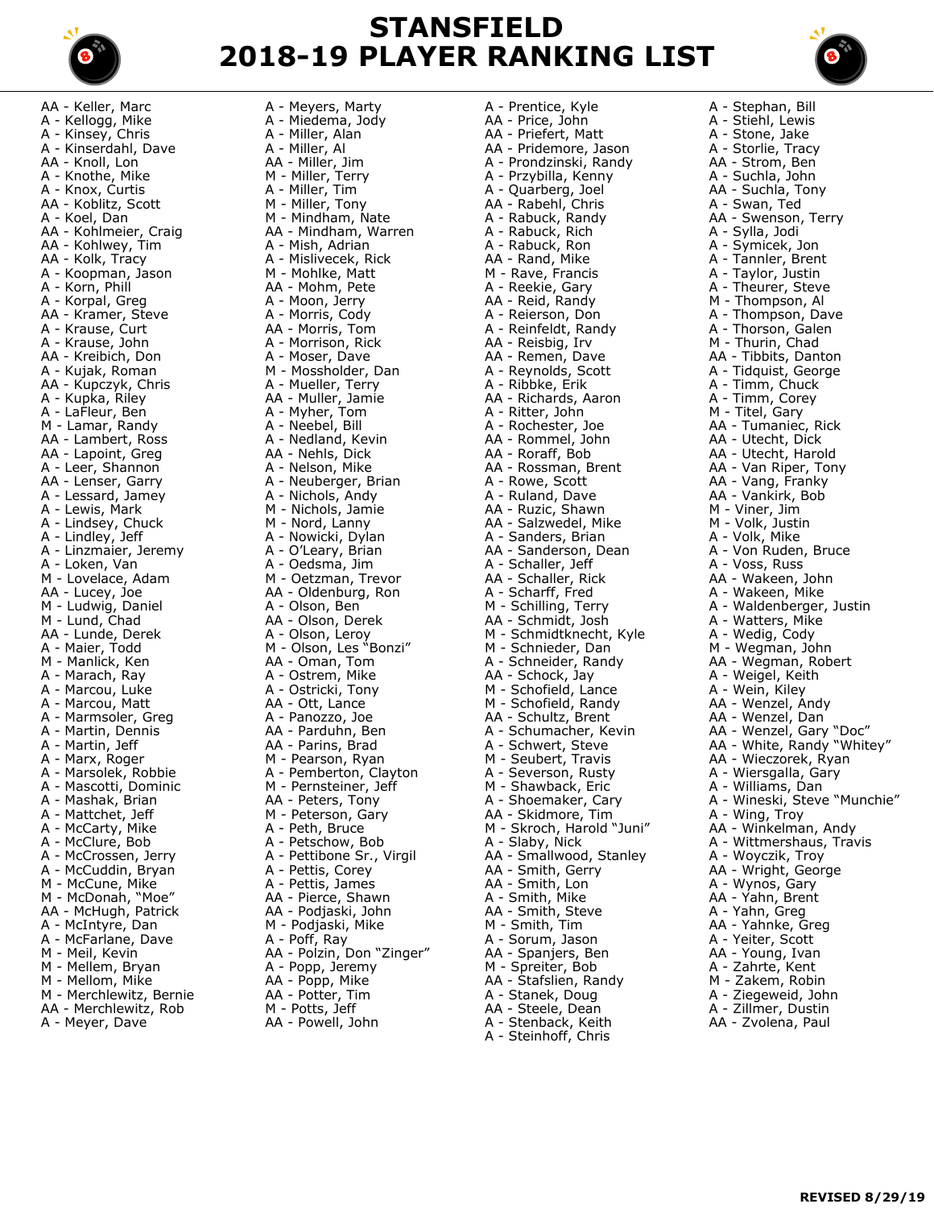# STANSFIELD
# 2018-19 PLAYER RANKING LIST

AA - Keller, Marc
A - Kellogg, Mike
A - Kinsey, Chris
A - Kinserdahl, Dave
AA - Knoll, Lon
A - Knothe, Mike
A - Knox, Curtis
AA - Koblitz, Scott
A - Koel, Dan
AA - Kohlmeier, Craig
AA - Kohlwey, Tim
AA - Kolk, Tracy
A - Koopman, Jason
A - Korn, Phill
A - Korpal, Greg
AA - Kramer, Steve
A - Krause, Curt
A - Krause, John
AA - Kreibich, Don
A - Kujak, Roman
AA - Kupczyk, Chris
A - Kupka, Riley
A - LaFleur, Ben
M - Lamar, Randy
AA - Lambert, Ross
AA - Lapoint, Greg
A - Leer, Shannon
AA - Lenser, Garry
A - Lessard, Jamey
A - Lewis, Mark
A - Lindsey, Chuck
A - Lindley, Jeff
A - Linzmaier, Jeremy
A - Loken, Van
M - Lovelace, Adam
AA - Lucey, Joe
M - Ludwig, Daniel
M - Lund, Chad
AA - Lunde, Derek
A - Maier, Todd
M - Manlick, Ken
A - Marach, Ray
A - Marcou, Luke
A - Marcou, Matt
A - Marmsoler, Greg
A - Martin, Dennis
A - Martin, Jeff
A - Marx, Roger
A - Marsolek, Robbie
A - Mascotti, Dominic
A - Mashak, Brian
A - Mattchet, Jeff
A - McCarty, Mike
A - McClure, Bob
A - McCrossen, Jerry
A - McCuddin, Bryan
M - McCune, Mike
M - McDonah, "Moe"
AA - McHugh, Patrick
A - McIntyre, Dan
A - McFarlane, Dave
M - Meil, Kevin
M - Mellem, Bryan
M - Mellom, Mike
M - Merchlewitz, Bernie
AA - Merchlewitz, Rob
A - Meyer, Dave
A - Meyers, Marty
A - Miedema, Jody
A - Miller, Alan
A - Miller, Al
AA - Miller, Jim
M - Miller, Terry
A - Miller, Tim
M - Miller, Tony
M - Mindham, Nate
AA - Mindham, Warren
A - Mish, Adrian
A - Mislivecek, Rick
M - Mohlke, Matt
AA - Mohm, Pete
A - Moon, Jerry
A - Morris, Cody
AA - Morris, Tom
A - Morrison, Rick
A - Moser, Dave
M - Mossholder, Dan
A - Mueller, Terry
AA - Muller, Jamie
A - Myher, Tom
A - Neebel, Bill
A - Nedland, Kevin
AA - Nehls, Dick
A - Nelson, Mike
A - Neuberger, Brian
A - Nichols, Andy
M - Nichols, Jamie
M - Nord, Lanny
A - Nowicki, Dylan
A - O'Leary, Brian
A - Oedsma, Jim
M - Oetzman, Trevor
AA - Oldenburg, Ron
A - Olson, Ben
AA - Olson, Derek
A - Olson, Leroy
M - Olson, Les "Bonzi"
AA - Oman, Tom
A - Ostrem, Mike
A - Ostricki, Tony
AA - Ott, Lance
A - Panozzo, Joe
AA - Parduhn, Ben
AA - Parins, Brad
M - Pearson, Ryan
A - Pemberton, Clayton
M - Pernsteiner, Jeff
AA - Peters, Tony
M - Peterson, Gary
A - Peth, Bruce
A - Petschow, Bob
A - Pettibone Sr., Virgil
A - Pettis, Corey
A - Pettis, James
AA - Pierce, Shawn
AA - Podjaski, John
M - Podjaski, Mike
A - Poff, Ray
AA - Polzin, Don "Zinger"
A - Popp, Jeremy
AA - Popp, Mike
AA - Potter, Tim
M - Potts, Jeff
AA - Powell, John
A - Prentice, Kyle
AA - Price, John
AA - Priefert, Matt
AA - Pridemore, Jason
A - Prondzinski, Randy
A - Przybilla, Kenny
A - Quarberg, Joel
AA - Rabehl, Chris
A - Rabuck, Randy
A - Rabuck, Rich
A - Rabuck, Ron
AA - Rand, Mike
M - Rave, Francis
A - Reekie, Gary
AA - Reid, Randy
A - Reierson, Don
A - Reinfeldt, Randy
AA - Reisbig, Irv
AA - Remen, Dave
A - Reynolds, Scott
A - Ribbke, Erik
AA - Richards, Aaron
A - Ritter, John
A - Rochester, Joe
AA - Rommel, John
AA - Roraff, Bob
AA - Rossman, Brent
A - Rowe, Scott
A - Ruland, Dave
AA - Ruzic, Shawn
AA - Salzwedel, Mike
A - Sanders, Brian
AA - Sanderson, Dean
A - Schaller, Jeff
AA - Schaller, Rick
A - Scharff, Fred
M - Schilling, Terry
AA - Schmidt, Josh
M - Schmidtknecht, Kyle
M - Schnieder, Dan
A - Schneider, Randy
AA - Schock, Jay
M - Schofield, Lance
M - Schofield, Randy
AA - Schultz, Brent
A - Schumacher, Kevin
A - Schwert, Steve
M - Seubert, Travis
A - Severson, Rusty
M - Shawback, Eric
A - Shoemaker, Cary
AA - Skidmore, Tim
M - Skroch, Harold "Juni"
A - Slaby, Nick
AA - Smallwood, Stanley
AA - Smith, Gerry
AA - Smith, Lon
A - Smith, Mike
AA - Smith, Steve
M - Smith, Tim
A - Sorum, Jason
AA - Spanjers, Ben
M - Spreiter, Bob
AA - Stafslien, Randy
A - Stanek, Doug
AA - Steele, Dean
A - Stenback, Keith
A - Steinhoff, Chris
A - Stephan, Bill
A - Stiehl, Lewis
A - Stone, Jake
A - Storlie, Tracy
AA - Strom, Ben
A - Suchla, John
AA - Suchla, Tony
A - Swan, Ted
AA - Swenson, Terry
A - Sylla, Jodi
A - Symicek, Jon
A - Tannler, Brent
A - Taylor, Justin
A - Theurer, Steve
M - Thompson, Al
A - Thompson, Dave
A - Thorson, Galen
M - Thurin, Chad
AA - Tibbits, Danton
A - Tidquist, George
A - Timm, Chuck
A - Timm, Corey
M - Titel, Gary
AA - Tumaniec, Rick
AA - Utecht, Dick
AA - Utecht, Harold
AA - Van Riper, Tony
AA - Vang, Franky
AA - Vankirk, Bob
M - Viner, Jim
M - Volk, Justin
A - Volk, Mike
A - Von Ruden, Bruce
A - Voss, Russ
AA - Wakeen, John
A - Wakeen, Mike
A - Waldenberger, Justin
A - Watters, Mike
A - Wedig, Cody
M - Wegman, John
AA - Wegman, Robert
A - Weigel, Keith
A - Wein, Kiley
AA - Wenzel, Andy
AA - Wenzel, Dan
AA - Wenzel, Gary "Doc"
AA - White, Randy "Whitey"
AA - Wieczorek, Ryan
A - Wiersgalla, Gary
A - Williams, Dan
A - Wineski, Steve "Munchie"
A - Wing, Troy
AA - Winkelman, Andy
A - Wittmershaus, Travis
A - Woyczik, Troy
AA - Wright, George
A - Wynos, Gary
AA - Yahn, Brent
A - Yahn, Greg
AA - Yahnke, Greg
A - Yeiter, Scott
AA - Young, Ivan
A - Zahrte, Kent
M - Zakem, Robin
A - Ziegeweid, John
A - Zillmer, Dustin
AA - Zvolena, Paul

**REVISED 8/29/19**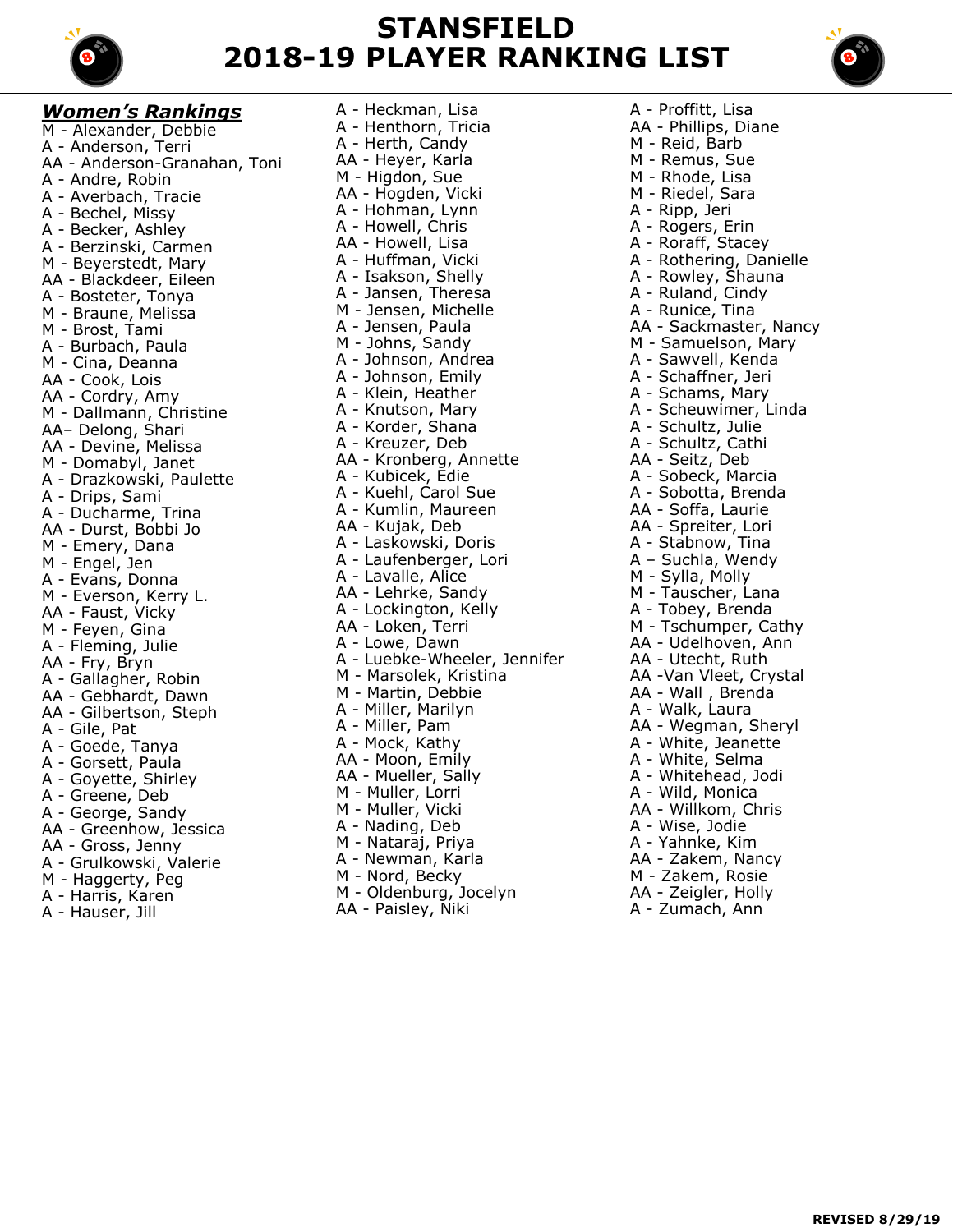# STANSFIELD
# 2018-19 PLAYER RANKING LIST

## ***Women's Rankings***

M - Alexander, Debbie
A - Anderson, Terri
AA - Anderson-Granahan, Toni
A - Andre, Robin
A - Averbach, Tracie
A - Bechel, Missy
A - Becker, Ashley
A - Berzinski, Carmen
M - Beyerstedt, Mary
AA - Blackdeer, Eileen
A - Bosteter, Tonya
M - Braune, Melissa
M - Brost, Tami
A - Burbach, Paula
M - Cina, Deanna
AA - Cook, Lois
AA - Cordry, Amy
M - Dallmann, Christine
AA– Delong, Shari
AA - Devine, Melissa
M - Domabyl, Janet
A - Drazkowski, Paulette
A - Drips, Sami
A - Ducharme, Trina
AA - Durst, Bobbi Jo
M - Emery, Dana
M - Engel, Jen
A - Evans, Donna
M - Everson, Kerry L.
AA - Faust, Vicky
M - Feyen, Gina
A - Fleming, Julie
AA - Fry, Bryn
A - Gallagher, Robin
AA - Gebhardt, Dawn
AA - Gilbertson, Steph
A - Gile, Pat
A - Goede, Tanya
A - Gorsett, Paula
A - Goyette, Shirley
A - Greene, Deb
A - George, Sandy
AA - Greenhow, Jessica
AA - Gross, Jenny
A - Grulkowski, Valerie
M - Haggerty, Peg
A - Harris, Karen
A - Hauser, Jill
A - Heckman, Lisa
A - Henthorn, Tricia
A - Herth, Candy
AA - Heyer, Karla
M - Higdon, Sue
AA - Hogden, Vicki
A - Hohman, Lynn
A - Howell, Chris
AA - Howell, Lisa
A - Huffman, Vicki
A - Isakson, Shelly
A - Jansen, Theresa
M - Jensen, Michelle
A - Jensen, Paula
M - Johns, Sandy
A - Johnson, Andrea
A - Johnson, Emily
A - Klein, Heather
A - Knutson, Mary
A - Korder, Shana
A - Kreuzer, Deb
AA - Kronberg, Annette
A - Kubicek, Edie
A - Kuehl, Carol Sue
A - Kumlin, Maureen
AA - Kujak, Deb
A - Laskowski, Doris
A - Laufenberger, Lori
A - Lavalle, Alice
AA - Lehrke, Sandy
A - Lockington, Kelly
AA - Loken, Terri
A - Lowe, Dawn
A - Luebke-Wheeler, Jennifer
M - Marsolek, Kristina
M - Martin, Debbie
A - Miller, Marilyn
A - Miller, Pam
A - Mock, Kathy
AA - Moon, Emily
AA - Mueller, Sally
M - Muller, Lorri
M - Muller, Vicki
A - Nading, Deb
M - Nataraj, Priya
A - Newman, Karla
M - Nord, Becky
M - Oldenburg, Jocelyn
AA - Paisley, Niki
A - Proffitt, Lisa
AA - Phillips, Diane
M - Reid, Barb
M - Remus, Sue
M - Rhode, Lisa
M - Riedel, Sara
A - Ripp, Jeri
A - Rogers, Erin
A - Roraff, Stacey
A - Rothering, Danielle
A - Rowley, Shauna
A - Ruland, Cindy
A - Runice, Tina
AA - Sackmaster, Nancy
M - Samuelson, Mary
A - Sawvell, Kenda
A - Schaffner, Jeri
A - Schams, Mary
A - Scheuwimer, Linda
A - Schultz, Julie
A - Schultz, Cathi
AA - Seitz, Deb
A - Sobeck, Marcia
A - Sobotta, Brenda
AA - Soffa, Laurie
AA - Spreiter, Lori
A - Stabnow, Tina
A – Suchla, Wendy
M - Sylla, Molly
M - Tauscher, Lana
A - Tobey, Brenda
M - Tschumper, Cathy
AA - Udelhoven, Ann
AA - Utecht, Ruth
AA -Van Vleet, Crystal
AA - Wall , Brenda
A - Walk, Laura
AA - Wegman, Sheryl
A - White, Jeanette
A - White, Selma
A - Whitehead, Jodi
A - Wild, Monica
AA - Willkom, Chris
A - Wise, Jodie
A - Yahnke, Kim
AA - Zakem, Nancy
M - Zakem, Rosie
AA - Zeigler, Holly
A - Zumach, Ann

**REVISED 8/29/19**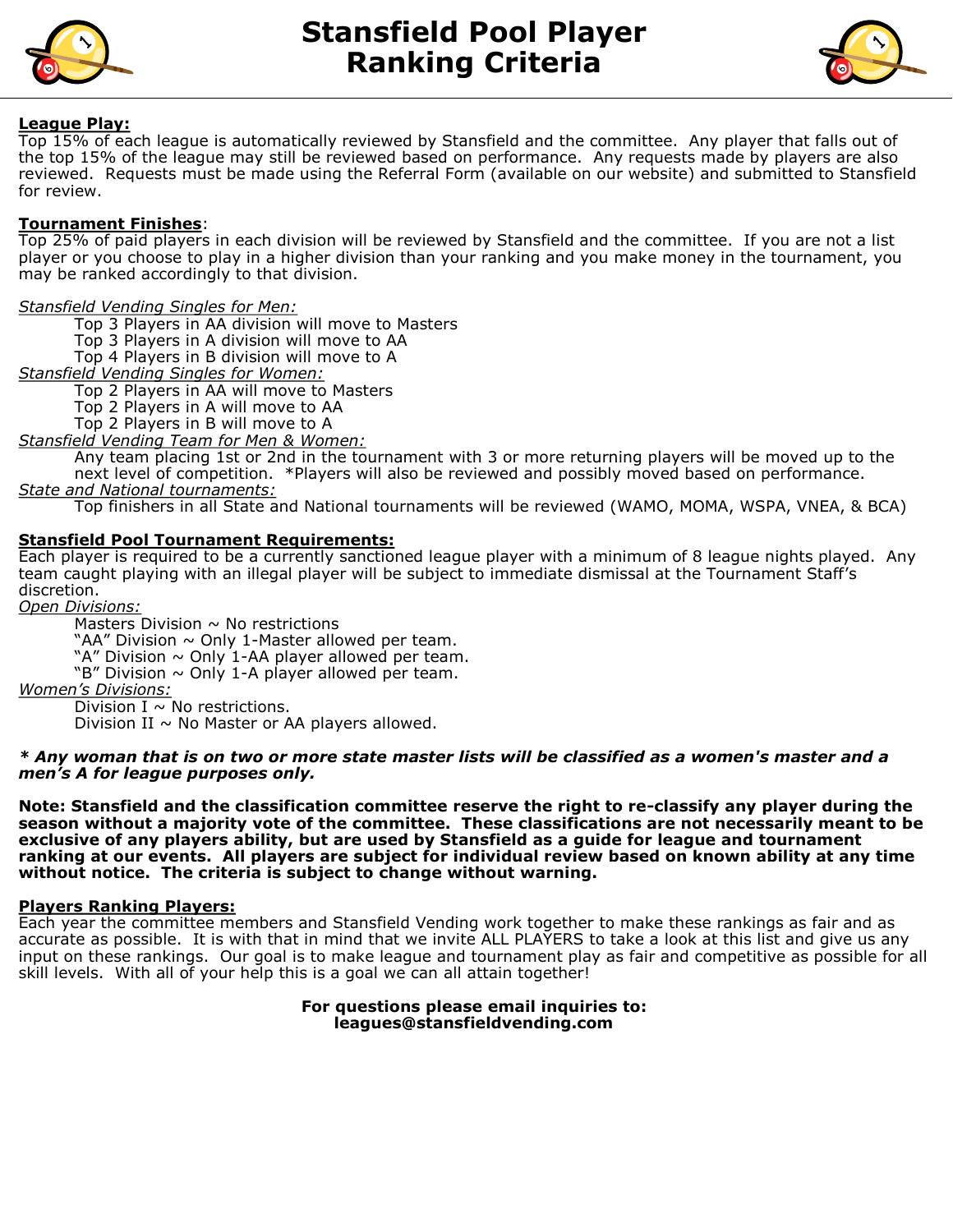# Stansfield Pool Player Ranking Criteria

**League Play:**
Top 15% of each league is automatically reviewed by Stansfield and the committee. Any player that falls out of the top 15% of the league may still be reviewed based on performance. Any requests made by players are also reviewed. Requests must be made using the Referral Form (available on our website) and submitted to Stansfield for review.

**Tournament Finishes**:
Top 25% of paid players in each division will be reviewed by Stansfield and the committee. If you are not a list player or you choose to play in a higher division than your ranking and you make money in the tournament, you may be ranked accordingly to that division.

*Stansfield Vending Singles for Men:*

Top 3 Players in AA division will move to Masters
Top 3 Players in A division will move to AA
Top 4 Players in B division will move to A

*Stansfield Vending Singles for Women:*

Top 2 Players in AA will move to Masters
Top 2 Players in A will move to AA
Top 2 Players in B will move to A

*Stansfield Vending Team for Men & Women:*

Any team placing 1st or 2nd in the tournament with 3 or more returning players will be moved up to the next level of competition. *Players will also be reviewed and possibly moved based on performance.

*State and National tournaments:*

Top finishers in all State and National tournaments will be reviewed (WAMO, MOMA, WSPA, VNEA, & BCA)

**Stansfield Pool Tournament Requirements:**
Each player is required to be a currently sanctioned league player with a minimum of 8 league nights played. Any team caught playing with an illegal player will be subject to immediate dismissal at the Tournament Staff's discretion.

*Open Divisions:*

Masters Division ~ No restrictions
"AA" Division ~ Only 1-Master allowed per team.
"A" Division ~ Only 1-AA player allowed per team.
"B" Division ~ Only 1-A player allowed per team.

*Women's Divisions:*

Division I ~ No restrictions.
Division II ~ No Master or AA players allowed.

***\* Any woman that is on two or more state master lists will be classified as a women's master and a men's A for league purposes only.***

**Note: Stansfield and the classification committee reserve the right to re-classify any player during the season without a majority vote of the committee. These classifications are not necessarily meant to be exclusive of any players ability, but are used by Stansfield as a guide for league and tournament ranking at our events. All players are subject for individual review based on known ability at any time without notice. The criteria is subject to change without warning.**

**Players Ranking Players:**
Each year the committee members and Stansfield Vending work together to make these rankings as fair and as accurate as possible. It is with that in mind that we invite ALL PLAYERS to take a look at this list and give us any input on these rankings. Our goal is to make league and tournament play as fair and competitive as possible for all skill levels. With all of your help this is a goal we can all attain together!

**For questions please email inquiries to:**
**leagues@stansfieldvending.com**